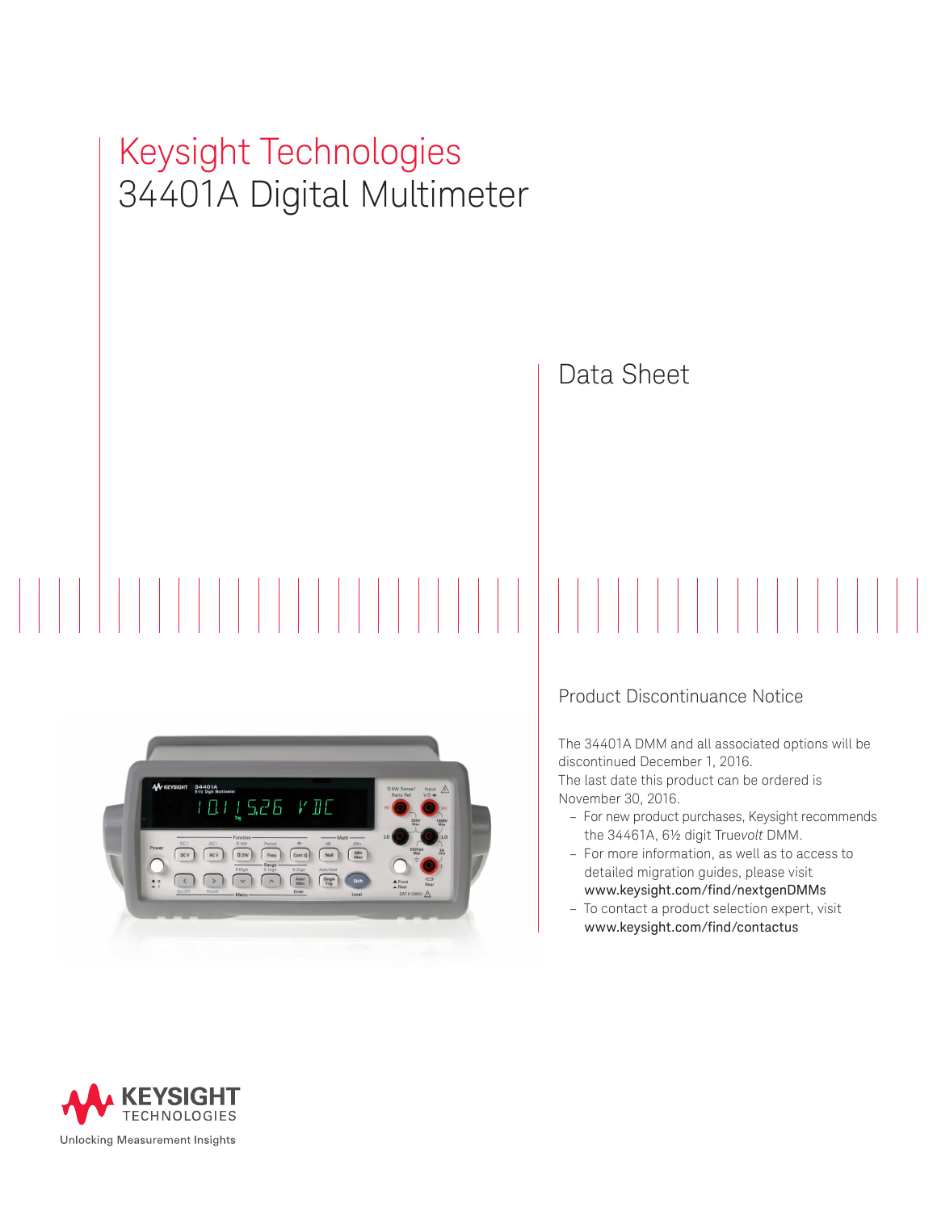# Keysight Technologies
# 34401A Digital Multimeter

## Data Sheet

### Product Discontinuance Notice

The 34401A DMM and all associated options will be discontinued December 1, 2016.
The last date this product can be ordered is November 30, 2016.

- For new product purchases, Keysight recommends the 34461A, 6½ digit True*volt* DMM.
- For more information, as well as to access to detailed migration guides, please visit www.keysight.com/find/nextgenDMMs
- To contact a product selection expert, visit www.keysight.com/find/contactus

KEYSIGHT TECHNOLOGIES

Unlocking Measurement Insights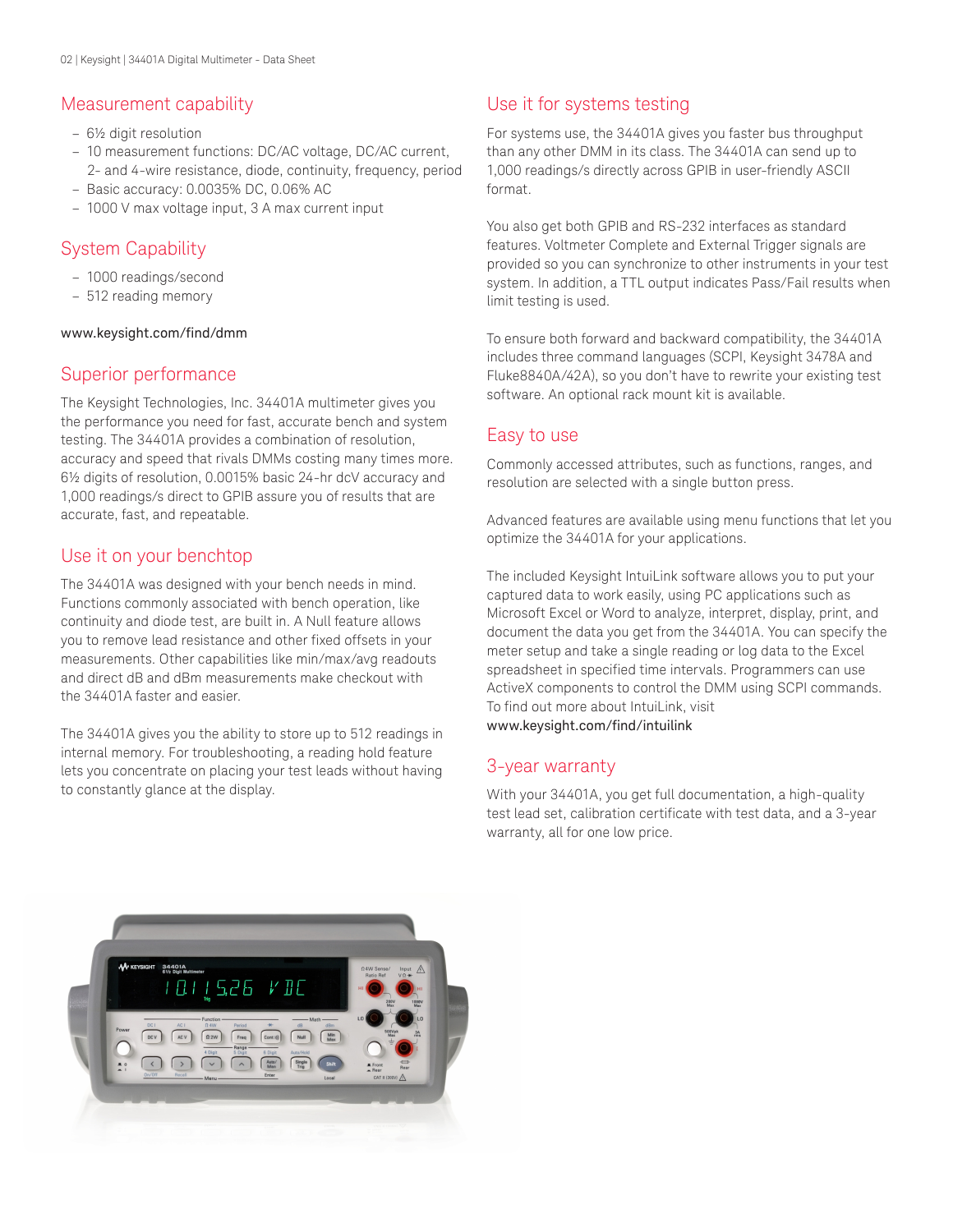## Measurement capability

- 6½ digit resolution
- 10 measurement functions: DC/AC voltage, DC/AC current, 2- and 4-wire resistance, diode, continuity, frequency, period
- Basic accuracy: 0.0035% DC, 0.06% AC
- 1000 V max voltage input, 3 A max current input

## System Capability

- 1000 readings/second
- 512 reading memory

www.keysight.com/find/dmm

## Superior performance

The Keysight Technologies, Inc. 34401A multimeter gives you the performance you need for fast, accurate bench and system testing. The 34401A provides a combination of resolution, accuracy and speed that rivals DMMs costing many times more. 6½ digits of resolution, 0.0015% basic 24-hr dcV accuracy and 1,000 readings/s direct to GPIB assure you of results that are accurate, fast, and repeatable.

## Use it on your benchtop

The 34401A was designed with your bench needs in mind. Functions commonly associated with bench operation, like continuity and diode test, are built in. A Null feature allows you to remove lead resistance and other fixed offsets in your measurements. Other capabilities like min/max/avg readouts and direct dB and dBm measurements make checkout with the 34401A faster and easier.

The 34401A gives you the ability to store up to 512 readings in internal memory. For troubleshooting, a reading hold feature lets you concentrate on placing your test leads without having to constantly glance at the display.

## Use it for systems testing

For systems use, the 34401A gives you faster bus throughput than any other DMM in its class. The 34401A can send up to 1,000 readings/s directly across GPIB in user-friendly ASCII format.

You also get both GPIB and RS-232 interfaces as standard features. Voltmeter Complete and External Trigger signals are provided so you can synchronize to other instruments in your test system. In addition, a TTL output indicates Pass/Fail results when limit testing is used.

To ensure both forward and backward compatibility, the 34401A includes three command languages (SCPI, Keysight 3478A and Fluke8840A/42A), so you don't have to rewrite your existing test software. An optional rack mount kit is available.

## Easy to use

Commonly accessed attributes, such as functions, ranges, and resolution are selected with a single button press.

Advanced features are available using menu functions that let you optimize the 34401A for your applications.

The included Keysight IntuiLink software allows you to put your captured data to work easily, using PC applications such as Microsoft Excel or Word to analyze, interpret, display, print, and document the data you get from the 34401A. You can specify the meter setup and take a single reading or log data to the Excel spreadsheet in specified time intervals. Programmers can use ActiveX components to control the DMM using SCPI commands. To find out more about IntuiLink, visit
www.keysight.com/find/intuilink

## 3-year warranty

With your 34401A, you get full documentation, a high-quality test lead set, calibration certificate with test data, and a 3-year warranty, all for one low price.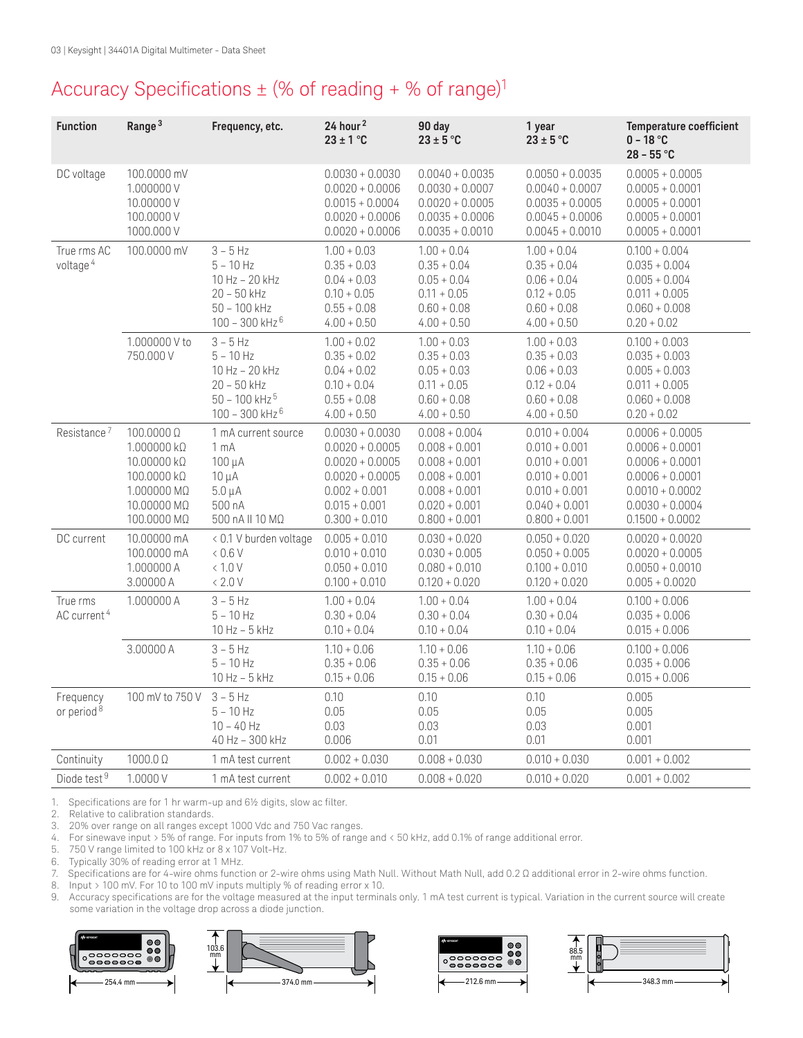# Accuracy Specifications ± (% of reading + % of range)[1]

| Function | Range [3] | Frequency, etc. | 24 hour [2] 23 ± 1 °C | 90 day 23 ± 5 °C | 1 year 23 ± 5 °C | Temperature coefficient 0 – 18 °C 28 – 55 °C |
|---|---|---|---|---|---|---|
| DC voltage | 100.0000 mV | | 0.0030 + 0.0030 | 0.0040 + 0.0035 | 0.0050 + 0.0035 | 0.0005 + 0.0005 |
| | 1.000000 V | | 0.0020 + 0.0006 | 0.0030 + 0.0007 | 0.0040 + 0.0007 | 0.0005 + 0.0001 |
| | 10.00000 V | | 0.0015 + 0.0004 | 0.0020 + 0.0005 | 0.0035 + 0.0005 | 0.0005 + 0.0001 |
| | 100.0000 V | | 0.0020 + 0.0006 | 0.0035 + 0.0006 | 0.0045 + 0.0006 | 0.0005 + 0.0001 |
| | 1000.000 V | | 0.0020 + 0.0006 | 0.0035 + 0.0010 | 0.0045 + 0.0010 | 0.0005 + 0.0001 |
| True rms AC voltage [4] | 100.0000 mV | 3 – 5 Hz | 1.00 + 0.03 | 1.00 + 0.04 | 1.00 + 0.04 | 0.100 + 0.004 |
| | | 5 – 10 Hz | 0.35 + 0.03 | 0.35 + 0.04 | 0.35 + 0.04 | 0.035 + 0.004 |
| | | 10 Hz – 20 kHz | 0.04 + 0.03 | 0.05 + 0.04 | 0.06 + 0.04 | 0.005 + 0.004 |
| | | 20 – 50 kHz | 0.10 + 0.05 | 0.11 + 0.05 | 0.12 + 0.05 | 0.011 + 0.005 |
| | | 50 – 100 kHz | 0.55 + 0.08 | 0.60 + 0.08 | 0.60 + 0.08 | 0.060 + 0.008 |
| | | 100 – 300 kHz [6] | 4.00 + 0.50 | 4.00 + 0.50 | 4.00 + 0.50 | 0.20 + 0.02 |
| | 1.000000 V to 750.000 V | 3 – 5 Hz | 1.00 + 0.02 | 1.00 + 0.03 | 1.00 + 0.03 | 0.100 + 0.003 |
| | | 5 – 10 Hz | 0.35 + 0.02 | 0.35 + 0.03 | 0.35 + 0.03 | 0.035 + 0.003 |
| | | 10 Hz – 20 kHz | 0.04 + 0.02 | 0.05 + 0.03 | 0.06 + 0.03 | 0.005 + 0.003 |
| | | 20 – 50 kHz | 0.10 + 0.04 | 0.11 + 0.05 | 0.12 + 0.04 | 0.011 + 0.005 |
| | | 50 – 100 kHz [5] | 0.55 + 0.08 | 0.60 + 0.08 | 0.60 + 0.08 | 0.060 + 0.008 |
| | | 100 – 300 kHz [6] | 4.00 + 0.50 | 4.00 + 0.50 | 4.00 + 0.50 | 0.20 + 0.02 |
| Resistance [7] | 100.0000 Ω | 1 mA current source | 0.0030 + 0.0030 | 0.008 + 0.004 | 0.010 + 0.004 | 0.0006 + 0.0005 |
| | 1.000000 kΩ | 1 mA | 0.0020 + 0.0005 | 0.008 + 0.001 | 0.010 + 0.001 | 0.0006 + 0.0001 |
| | 10.00000 kΩ | 100 µA | 0.0020 + 0.0005 | 0.008 + 0.001 | 0.010 + 0.001 | 0.0006 + 0.0001 |
| | 100.0000 kΩ | 10 µA | 0.0020 + 0.0005 | 0.008 + 0.001 | 0.010 + 0.001 | 0.0006 + 0.0001 |
| | 1.000000 MΩ | 5.0 µA | 0.002 + 0.001 | 0.008 + 0.001 | 0.010 + 0.001 | 0.0010 + 0.0002 |
| | 10.00000 MΩ | 500 nA | 0.015 + 0.001 | 0.020 + 0.001 | 0.040 + 0.001 | 0.0030 + 0.0004 |
| | 100.0000 MΩ | 500 nA II 10 MΩ | 0.300 + 0.010 | 0.800 + 0.001 | 0.800 + 0.001 | 0.1500 + 0.0002 |
| DC current | 10.00000 mA | < 0.1 V burden voltage | 0.005 + 0.010 | 0.030 + 0.020 | 0.050 + 0.020 | 0.0020 + 0.0020 |
| | 100.0000 mA | < 0.6 V | 0.010 + 0.010 | 0.030 + 0.005 | 0.050 + 0.005 | 0.0020 + 0.0005 |
| | 1.000000 A | < 1.0 V | 0.050 + 0.010 | 0.080 + 0.010 | 0.100 + 0.010 | 0.0050 + 0.0010 |
| | 3.00000 A | < 2.0 V | 0.100 + 0.010 | 0.120 + 0.020 | 0.120 + 0.020 | 0.005 + 0.0020 |
| True rms AC current [4] | 1.000000 A | 3 – 5 Hz | 1.00 + 0.04 | 1.00 + 0.04 | 1.00 + 0.04 | 0.100 + 0.006 |
| | | 5 – 10 Hz | 0.30 + 0.04 | 0.30 + 0.04 | 0.30 + 0.04 | 0.035 + 0.006 |
| | | 10 Hz – 5 kHz | 0.10 + 0.04 | 0.10 + 0.04 | 0.10 + 0.04 | 0.015 + 0.006 |
| | 3.00000 A | 3 – 5 Hz | 1.10 + 0.06 | 1.10 + 0.06 | 1.10 + 0.06 | 0.100 + 0.006 |
| | | 5 – 10 Hz | 0.35 + 0.06 | 0.35 + 0.06 | 0.35 + 0.06 | 0.035 + 0.006 |
| | | 10 Hz – 5 kHz | 0.15 + 0.06 | 0.15 + 0.06 | 0.15 + 0.06 | 0.015 + 0.006 |
| Frequency or period [8] | 100 mV to 750 V | 3 – 5 Hz | 0.10 | 0.10 | 0.10 | 0.005 |
| | | 5 – 10 Hz | 0.05 | 0.05 | 0.05 | 0.005 |
| | | 10 – 40 Hz | 0.03 | 0.03 | 0.03 | 0.001 |
| | | 40 Hz – 300 kHz | 0.006 | 0.01 | 0.01 | 0.001 |
| Continuity | 1000.0 Ω | 1 mA test current | 0.002 + 0.030 | 0.008 + 0.030 | 0.010 + 0.030 | 0.001 + 0.002 |
| Diode test [9] | 1.0000 V | 1 mA test current | 0.002 + 0.010 | 0.008 + 0.020 | 0.010 + 0.020 | 0.001 + 0.002 |

1. Specifications are for 1 hr warm-up and 6½ digits, slow ac filter.
2. Relative to calibration standards.
3. 20% over range on all ranges except 1000 Vdc and 750 Vac ranges.
4. For sinewave input > 5% of range. For inputs from 1% to 5% of range and < 50 kHz, add 0.1% of range additional error.
5. 750 V range limited to 100 kHz or 8 x 107 Volt-Hz.
6. Typically 30% of reading error at 1 MHz.
7. Specifications are for 4-wire ohms function or 2-wire ohms using Math Null. Without Math Null, add 0.2 Ω additional error in 2-wire ohms function.
8. Input > 100 mV. For 10 to 100 mV inputs multiply % of reading error x 10.
9. Accuracy specifications are for the voltage measured at the input terminals only. 1 mA test current is typical. Variation in the current source will create some variation in the voltage drop across a diode junction.

254.4 mm | 103.6 mm | 374.0 mm | 212.6 mm | 88.5 mm | 348.3 mm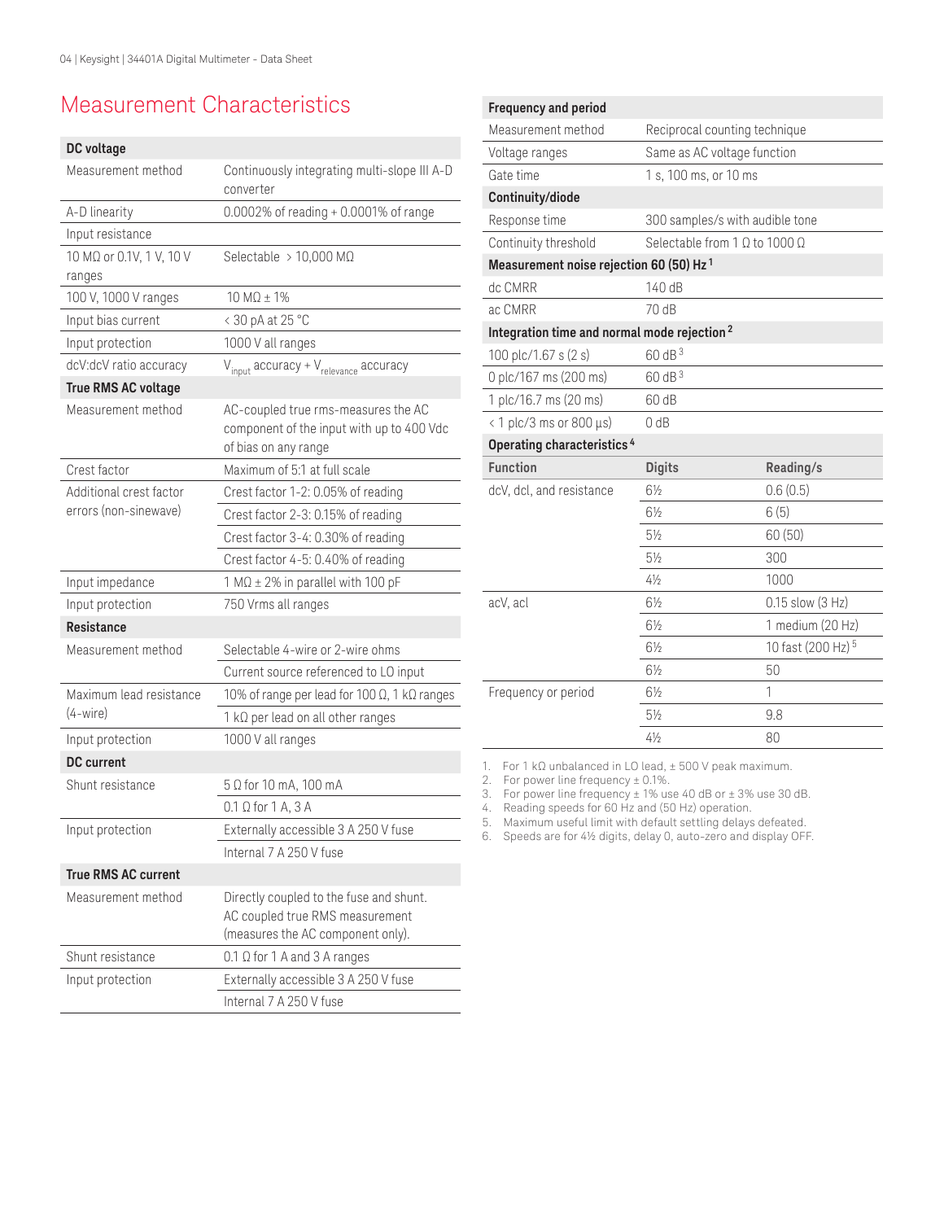# Measurement Characteristics

| DC voltage | |
|---|---|
| Measurement method | Continuously integrating multi-slope III A-D converter |
| A-D linearity | 0.0002% of reading + 0.0001% of range |
| Input resistance | |
| 10 MΩ or 0.1V, 1 V, 10 V ranges | Selectable > 10,000 MΩ |
| 100 V, 1000 V ranges | 10 MΩ ± 1% |
| Input bias current | < 30 pA at 25 °C |
| Input protection | 1000 V all ranges |
| dcV:dcV ratio accuracy | $V_{input}$ accuracy + $V_{relevance}$ accuracy |
| **True RMS AC voltage** | |
| Measurement method | AC-coupled true rms-measures the AC component of the input with up to 400 Vdc of bias on any range |
| Crest factor | Maximum of 5:1 at full scale |
| Additional crest factor errors (non-sinewave) | Crest factor 1-2: 0.05% of reading |
| | Crest factor 2-3: 0.15% of reading |
| | Crest factor 3-4: 0.30% of reading |
| | Crest factor 4-5: 0.40% of reading |
| Input impedance | 1 MΩ ± 2% in parallel with 100 pF |
| Input protection | 750 Vrms all ranges |
| **Resistance** | |
| Measurement method | Selectable 4-wire or 2-wire ohms |
| | Current source referenced to LO input |
| Maximum lead resistance (4-wire) | 10% of range per lead for 100 Ω, 1 kΩ ranges |
| | 1 kΩ per lead on all other ranges |
| Input protection | 1000 V all ranges |
| **DC current** | |
| Shunt resistance | 5 Ω for 10 mA, 100 mA |
| | 0.1 Ω for 1 A, 3 A |
| Input protection | Externally accessible 3 A 250 V fuse |
| | Internal 7 A 250 V fuse |
| **True RMS AC current** | |
| Measurement method | Directly coupled to the fuse and shunt. AC coupled true RMS measurement (measures the AC component only). |
| Shunt resistance | 0.1 Ω for 1 A and 3 A ranges |
| Input protection | Externally accessible 3 A 250 V fuse |
| | Internal 7 A 250 V fuse |

| Frequency and period | |
|---|---|
| Measurement method | Reciprocal counting technique |
| Voltage ranges | Same as AC voltage function |
| Gate time | 1 s, 100 ms, or 10 ms |
| **Continuity/diode** | |
| Response time | 300 samples/s with audible tone |
| Continuity threshold | Selectable from 1 Ω to 1000 Ω |
| **Measurement noise rejection 60 (50) Hz** [1] | |
| dc CMRR | 140 dB |
| ac CMRR | 70 dB |
| **Integration time and normal mode rejection** [2] | |
| 100 plc/1.67 s (2 s) | 60 dB [3] |
| 0 plc/167 ms (200 ms) | 60 dB [3] |
| 1 plc/16.7 ms (20 ms) | 60 dB |
| < 1 plc/3 ms or 800 µs) | 0 dB |

**Operating characteristics** [4]

| Function | Digits | Reading/s |
|---|---|---|
| dcV, dcl, and resistance | 6½ | 0.6 (0.5) |
| | 6½ | 6 (5) |
| | 5½ | 60 (50) |
| | 5½ | 300 |
| | 4½ | 1000 |
| acV, acl | 6½ | 0.15 slow (3 Hz) |
| | 6½ | 1 medium (20 Hz) |
| | 6½ | 10 fast (200 Hz) [5] |
| | 6½ | 50 |
| Frequency or period | 6½ | 1 |
| | 5½ | 9.8 |
| | 4½ | 80 |

1. For 1 kΩ unbalanced in LO lead, ± 500 V peak maximum.
2. For power line frequency ± 0.1%.
3. For power line frequency ± 1% use 40 dB or ± 3% use 30 dB.
4. Reading speeds for 60 Hz and (50 Hz) operation.
5. Maximum useful limit with default settling delays defeated.
6. Speeds are for 4½ digits, delay 0, auto-zero and display OFF.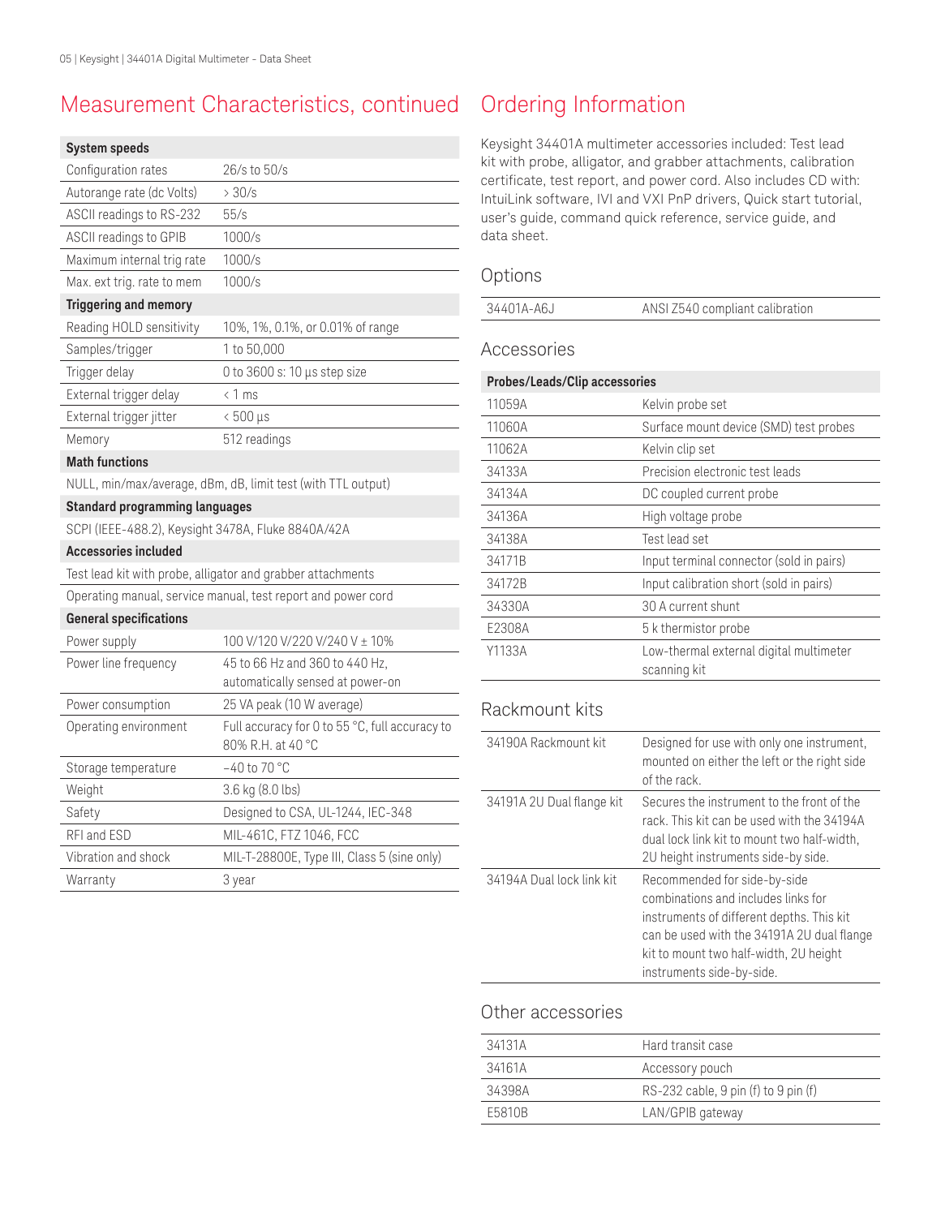## Measurement Characteristics, continued

| System speeds | |
|---|---|
| Configuration rates | 26/s to 50/s |
| Autorange rate (dc Volts) | > 30/s |
| ASCII readings to RS-232 | 55/s |
| ASCII readings to GPIB | 1000/s |
| Maximum internal trig rate | 1000/s |
| Max. ext trig. rate to mem | 1000/s |
| **Triggering and memory** | |
| Reading HOLD sensitivity | 10%, 1%, 0.1%, or 0.01% of range |
| Samples/trigger | 1 to 50,000 |
| Trigger delay | 0 to 3600 s: 10 µs step size |
| External trigger delay | < 1 ms |
| External trigger jitter | < 500 µs |
| Memory | 512 readings |
| **Math functions** | |
| NULL, min/max/average, dBm, dB, limit test (with TTL output) | |
| **Standard programming languages** | |
| SCPI (IEEE-488.2), Keysight 3478A, Fluke 8840A/42A | |
| **Accessories included** | |
| Test lead kit with probe, alligator and grabber attachments | |
| Operating manual, service manual, test report and power cord | |
| **General specifications** | |
| Power supply | 100 V/120 V/220 V/240 V ± 10% |
| Power line frequency | 45 to 66 Hz and 360 to 440 Hz, automatically sensed at power-on |
| Power consumption | 25 VA peak (10 W average) |
| Operating environment | Full accuracy for 0 to 55 °C, full accuracy to 80% R.H. at 40 °C |
| Storage temperature | –40 to 70 °C |
| Weight | 3.6 kg (8.0 lbs) |
| Safety | Designed to CSA, UL-1244, IEC-348 |
| RFI and ESD | MIL-461C, FTZ 1046, FCC |
| Vibration and shock | MIL-T-28800E, Type III, Class 5 (sine only) |
| Warranty | 3 year |

## Ordering Information

Keysight 34401A multimeter accessories included: Test lead kit with probe, alligator, and grabber attachments, calibration certificate, test report, and power cord. Also includes CD with: IntuiLink software, IVI and VXI PnP drivers, Quick start tutorial, user's guide, command quick reference, service guide, and data sheet.

### Options

| | |
|---|---|
| 34401A-A6J | ANSI Z540 compliant calibration |

### Accessories

| Probes/Leads/Clip accessories | |
|---|---|
| 11059A | Kelvin probe set |
| 11060A | Surface mount device (SMD) test probes |
| 11062A | Kelvin clip set |
| 34133A | Precision electronic test leads |
| 34134A | DC coupled current probe |
| 34136A | High voltage probe |
| 34138A | Test lead set |
| 34171B | Input terminal connector (sold in pairs) |
| 34172B | Input calibration short (sold in pairs) |
| 34330A | 30 A current shunt |
| E2308A | 5 k thermistor probe |
| Y1133A | Low-thermal external digital multimeter scanning kit |

### Rackmount kits

| | |
|---|---|
| 34190A Rackmount kit | Designed for use with only one instrument, mounted on either the left or the right side of the rack. |
| 34191A 2U Dual flange kit | Secures the instrument to the front of the rack. This kit can be used with the 34194A dual lock link kit to mount two half-width, 2U height instruments side-by side. |
| 34194A Dual lock link kit | Recommended for side-by-side combinations and includes links for instruments of different depths. This kit can be used with the 34191A 2U dual flange kit to mount two half-width, 2U height instruments side-by-side. |

### Other accessories

| | |
|---|---|
| 34131A | Hard transit case |
| 34161A | Accessory pouch |
| 34398A | RS-232 cable, 9 pin (f) to 9 pin (f) |
| E5810B | LAN/GPIB gateway |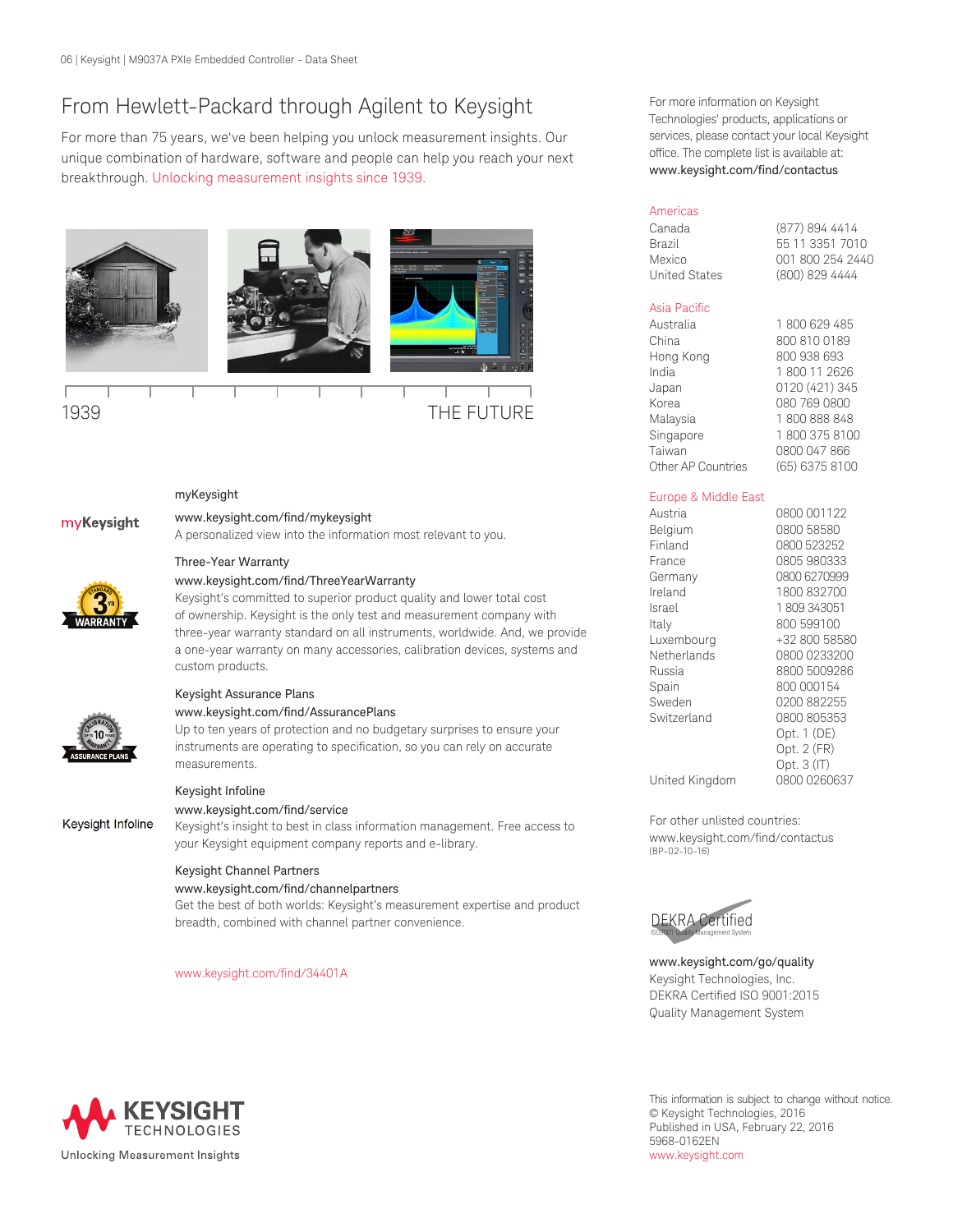## From Hewlett-Packard through Agilent to Keysight

For more than 75 years, we've been helping you unlock measurement insights. Our unique combination of hardware, software and people can help you reach your next breakthrough. Unlocking measurement insights since 1939.

1939 THE FUTURE

### myKeysight

www.keysight.com/find/mykeysight

A personalized view into the information most relevant to you.

### Three-Year Warranty

www.keysight.com/find/ThreeYearWarranty

Keysight's committed to superior product quality and lower total cost of ownership. Keysight is the only test and measurement company with three-year warranty standard on all instruments, worldwide. And, we provide a one-year warranty on many accessories, calibration devices, systems and custom products.

### Keysight Assurance Plans

www.keysight.com/find/AssurancePlans

Up to ten years of protection and no budgetary surprises to ensure your instruments are operating to specification, so you can rely on accurate measurements.

### Keysight Infoline

www.keysight.com/find/service

Keysight's insight to best in class information management. Free access to your Keysight equipment company reports and e-library.

### Keysight Channel Partners

www.keysight.com/find/channelpartners

Get the best of both worlds: Keysight's measurement expertise and product breadth, combined with channel partner convenience.

www.keysight.com/find/34401A

For more information on Keysight Technologies' products, applications or services, please contact your local Keysight office. The complete list is available at:
www.keysight.com/find/contactus

**Americas**

| | |
|---|---|
| Canada | (877) 894 4414 |
| Brazil | 55 11 3351 7010 |
| Mexico | 001 800 254 2440 |
| United States | (800) 829 4444 |

**Asia Pacific**

| | |
|---|---|
| Australia | 1 800 629 485 |
| China | 800 810 0189 |
| Hong Kong | 800 938 693 |
| India | 1 800 11 2626 |
| Japan | 0120 (421) 345 |
| Korea | 080 769 0800 |
| Malaysia | 1 800 888 848 |
| Singapore | 1 800 375 8100 |
| Taiwan | 0800 047 866 |
| Other AP Countries | (65) 6375 8100 |

**Europe & Middle East**

| | |
|---|---|
| Austria | 0800 001122 |
| Belgium | 0800 58580 |
| Finland | 0800 523252 |
| France | 0805 980333 |
| Germany | 0800 6270999 |
| Ireland | 1800 832700 |
| Israel | 1 809 343051 |
| Italy | 800 599100 |
| Luxembourg | +32 800 58580 |
| Netherlands | 0800 0233200 |
| Russia | 8800 5009286 |
| Spain | 800 000154 |
| Sweden | 0200 882255 |
| Switzerland | 0800 805353 |
| | Opt. 1 (DE) |
| | Opt. 2 (FR) |
| | Opt. 3 (IT) |
| United Kingdom | 0800 0260637 |

For other unlisted countries:
www.keysight.com/find/contactus
(BP-02-10-16)

DEKRA Certified
ISO9001 Quality Management System

www.keysight.com/go/quality
Keysight Technologies, Inc.
DEKRA Certified ISO 9001:2015
Quality Management System

KEYSIGHT TECHNOLOGIES
Unlocking Measurement Insights

This information is subject to change without notice.
© Keysight Technologies, 2016
Published in USA, February 22, 2016
5968-0162EN
www.keysight.com